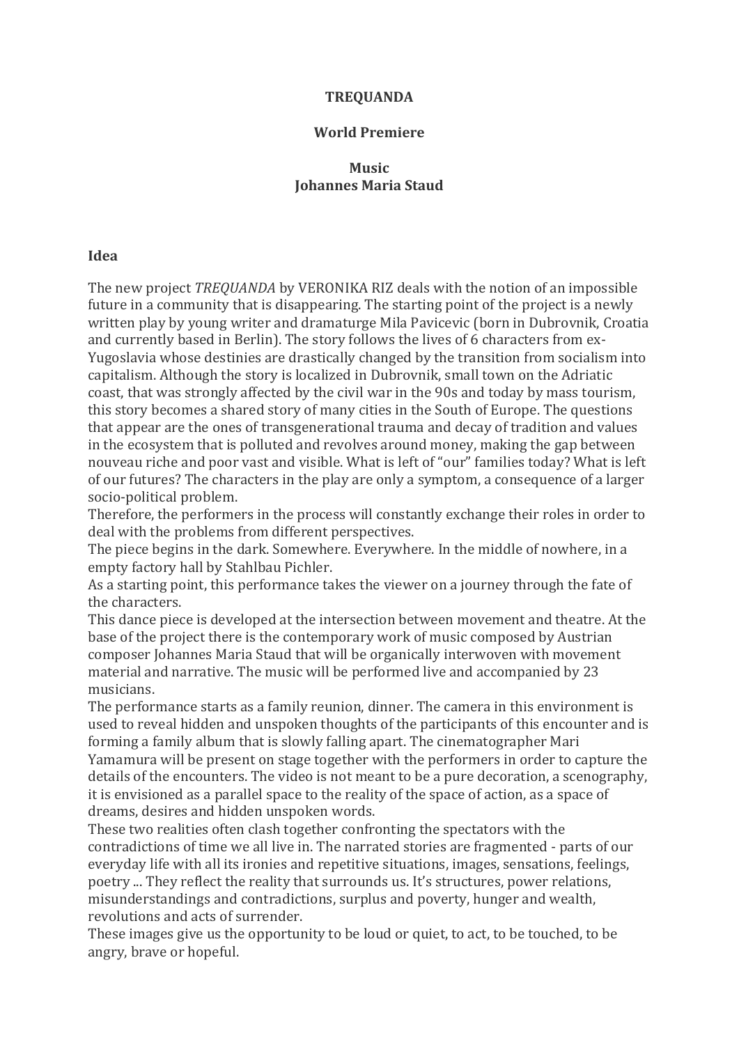**TREQUANDA**

**World Premiere**

**Music**
**Johannes Maria Staud**

**Idea**

The new project *TREQUANDA* by VERONIKA RIZ deals with the notion of an impossible future in a community that is disappearing. The starting point of the project is a newly written play by young writer and dramaturge Mila Pavicevic (born in Dubrovnik, Croatia and currently based in Berlin). The story follows the lives of 6 characters from ex-Yugoslavia whose destinies are drastically changed by the transition from socialism into capitalism. Although the story is localized in Dubrovnik, small town on the Adriatic coast, that was strongly affected by the civil war in the 90s and today by mass tourism, this story becomes a shared story of many cities in the South of Europe. The questions that appear are the ones of transgenerational trauma and decay of tradition and values in the ecosystem that is polluted and revolves around money, making the gap between nouveau riche and poor vast and visible. What is left of "our" families today? What is left of our futures? The characters in the play are only a symptom, a consequence of a larger socio-political problem.
Therefore, the performers in the process will constantly exchange their roles in order to deal with the problems from different perspectives.
The piece begins in the dark. Somewhere. Everywhere. In the middle of nowhere, in a empty factory hall by Stahlbau Pichler.
As a starting point, this performance takes the viewer on a journey through the fate of the characters.
This dance piece is developed at the intersection between movement and theatre. At the base of the project there is the contemporary work of music composed by Austrian composer Johannes Maria Staud that will be organically interwoven with movement material and narrative. The music will be performed live and accompanied by 23 musicians.
The performance starts as a family reunion, dinner. The camera in this environment is used to reveal hidden and unspoken thoughts of the participants of this encounter and is forming a family album that is slowly falling apart. The cinematographer Mari Yamamura will be present on stage together with the performers in order to capture the details of the encounters. The video is not meant to be a pure decoration, a scenography, it is envisioned as a parallel space to the reality of the space of action, as a space of dreams, desires and hidden unspoken words.
These two realities often clash together confronting the spectators with the contradictions of time we all live in. The narrated stories are fragmented - parts of our everyday life with all its ironies and repetitive situations, images, sensations, feelings, poetry ... They reflect the reality that surrounds us. It's structures, power relations, misunderstandings and contradictions, surplus and poverty, hunger and wealth, revolutions and acts of surrender.
These images give us the opportunity to be loud or quiet, to act, to be touched, to be angry, brave or hopeful.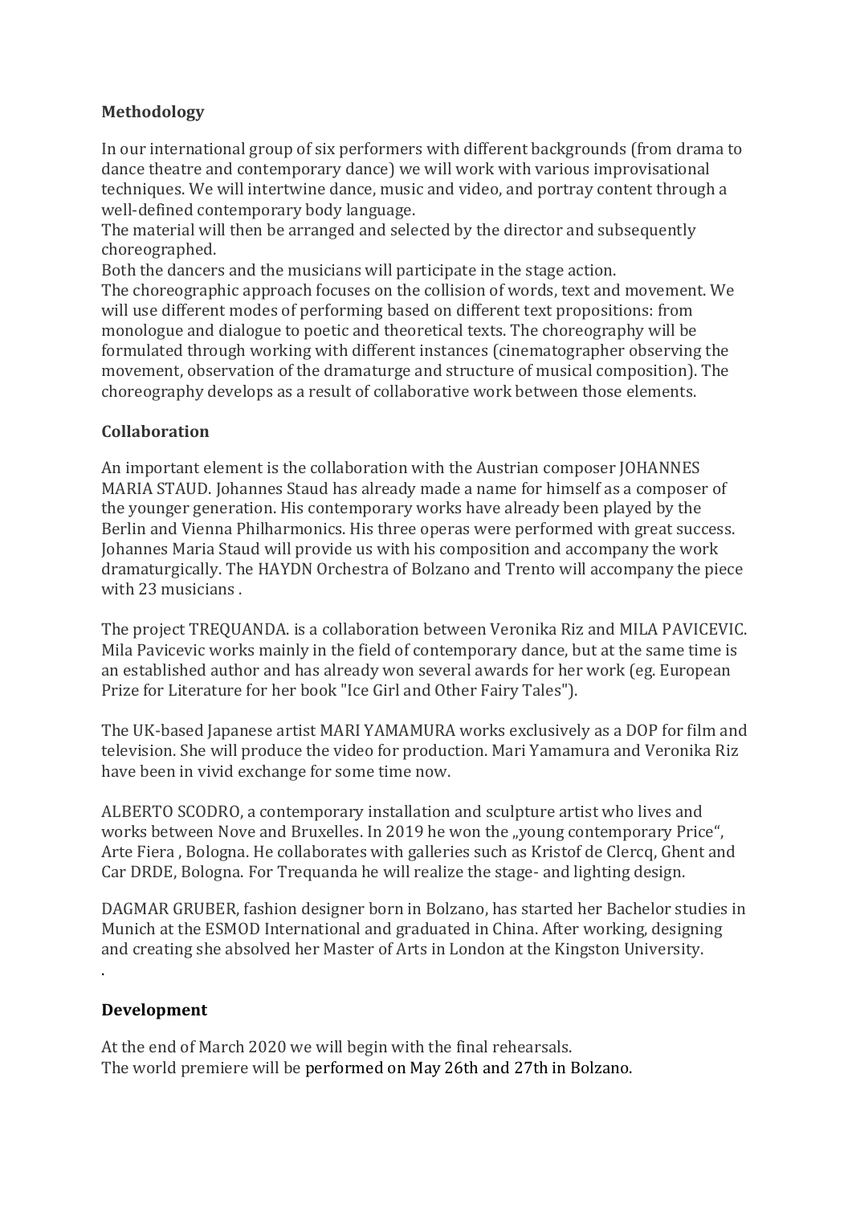**Methodology**

In our international group of six performers with different backgrounds (from drama to dance theatre and contemporary dance) we will work with various improvisational techniques. We will intertwine dance, music and video, and portray content through a well-defined contemporary body language.
The material will then be arranged and selected by the director and subsequently choreographed.
Both the dancers and the musicians will participate in the stage action.
The choreographic approach focuses on the collision of words, text and movement. We will use different modes of performing based on different text propositions: from monologue and dialogue to poetic and theoretical texts. The choreography will be formulated through working with different instances (cinematographer observing the movement, observation of the dramaturge and structure of musical composition). The choreography develops as a result of collaborative work between those elements.

**Collaboration**

An important element is the collaboration with the Austrian composer JOHANNES MARIA STAUD. Johannes Staud has already made a name for himself as a composer of the younger generation. His contemporary works have already been played by the Berlin and Vienna Philharmonics. His three operas were performed with great success. Johannes Maria Staud will provide us with his composition and accompany the work dramaturgically. The HAYDN Orchestra of Bolzano and Trento will accompany the piece with 23 musicians .

The project TREQUANDA. is a collaboration between Veronika Riz and MILA PAVICEVIC. Mila Pavicevic works mainly in the field of contemporary dance, but at the same time is an established author and has already won several awards for her work (eg. European Prize for Literature for her book "Ice Girl and Other Fairy Tales").

The UK-based Japanese artist MARI YAMAMURA works exclusively as a DOP for film and television. She will produce the video for production. Mari Yamamura and Veronika Riz have been in vivid exchange for some time now.

ALBERTO SCODRO, a contemporary installation and sculpture artist who lives and works between Nove and Bruxelles. In 2019 he won the „young contemporary Price", Arte Fiera , Bologna. He collaborates with galleries such as Kristof de Clercq, Ghent and Car DRDE, Bologna. For Trequanda he will realize the stage- and lighting design.

DAGMAR GRUBER, fashion designer born in Bolzano, has started her Bachelor studies in Munich at the ESMOD International and graduated in China. After working, designing and creating she absolved her Master of Arts in London at the Kingston University.
.

**Development**

At the end of March 2020 we will begin with the final rehearsals.
The world premiere will be performed on May 26th and 27th in Bolzano.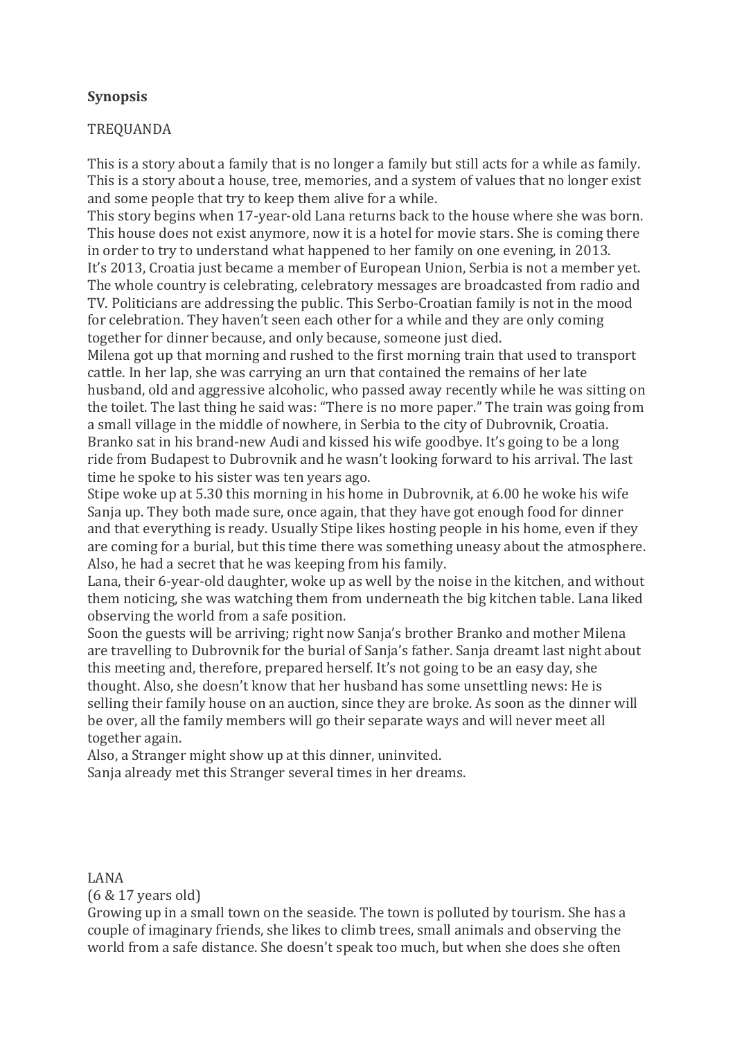**Synopsis**

TREQUANDA

This is a story about a family that is no longer a family but still acts for a while as family. This is a story about a house, tree, memories, and a system of values that no longer exist and some people that try to keep them alive for a while.

This story begins when 17-year-old Lana returns back to the house where she was born. This house does not exist anymore, now it is a hotel for movie stars. She is coming there in order to try to understand what happened to her family on one evening, in 2013.

It's 2013, Croatia just became a member of European Union, Serbia is not a member yet. The whole country is celebrating, celebratory messages are broadcasted from radio and TV. Politicians are addressing the public. This Serbo-Croatian family is not in the mood for celebration. They haven't seen each other for a while and they are only coming together for dinner because, and only because, someone just died.

Milena got up that morning and rushed to the first morning train that used to transport cattle. In her lap, she was carrying an urn that contained the remains of her late husband, old and aggressive alcoholic, who passed away recently while he was sitting on the toilet. The last thing he said was: "There is no more paper." The train was going from a small village in the middle of nowhere, in Serbia to the city of Dubrovnik, Croatia.

Branko sat in his brand-new Audi and kissed his wife goodbye. It's going to be a long ride from Budapest to Dubrovnik and he wasn't looking forward to his arrival. The last time he spoke to his sister was ten years ago.

Stipe woke up at 5.30 this morning in his home in Dubrovnik, at 6.00 he woke his wife Sanja up. They both made sure, once again, that they have got enough food for dinner and that everything is ready. Usually Stipe likes hosting people in his home, even if they are coming for a burial, but this time there was something uneasy about the atmosphere. Also, he had a secret that he was keeping from his family.

Lana, their 6-year-old daughter, woke up as well by the noise in the kitchen, and without them noticing, she was watching them from underneath the big kitchen table. Lana liked observing the world from a safe position.

Soon the guests will be arriving; right now Sanja's brother Branko and mother Milena are travelling to Dubrovnik for the burial of Sanja's father. Sanja dreamt last night about this meeting and, therefore, prepared herself. It's not going to be an easy day, she thought. Also, she doesn't know that her husband has some unsettling news: He is selling their family house on an auction, since they are broke. As soon as the dinner will be over, all the family members will go their separate ways and will never meet all together again.

Also, a Stranger might show up at this dinner, uninvited.

Sanja already met this Stranger several times in her dreams.

LANA

(6 & 17 years old)

Growing up in a small town on the seaside. The town is polluted by tourism. She has a couple of imaginary friends, she likes to climb trees, small animals and observing the world from a safe distance. She doesn't speak too much, but when she does she often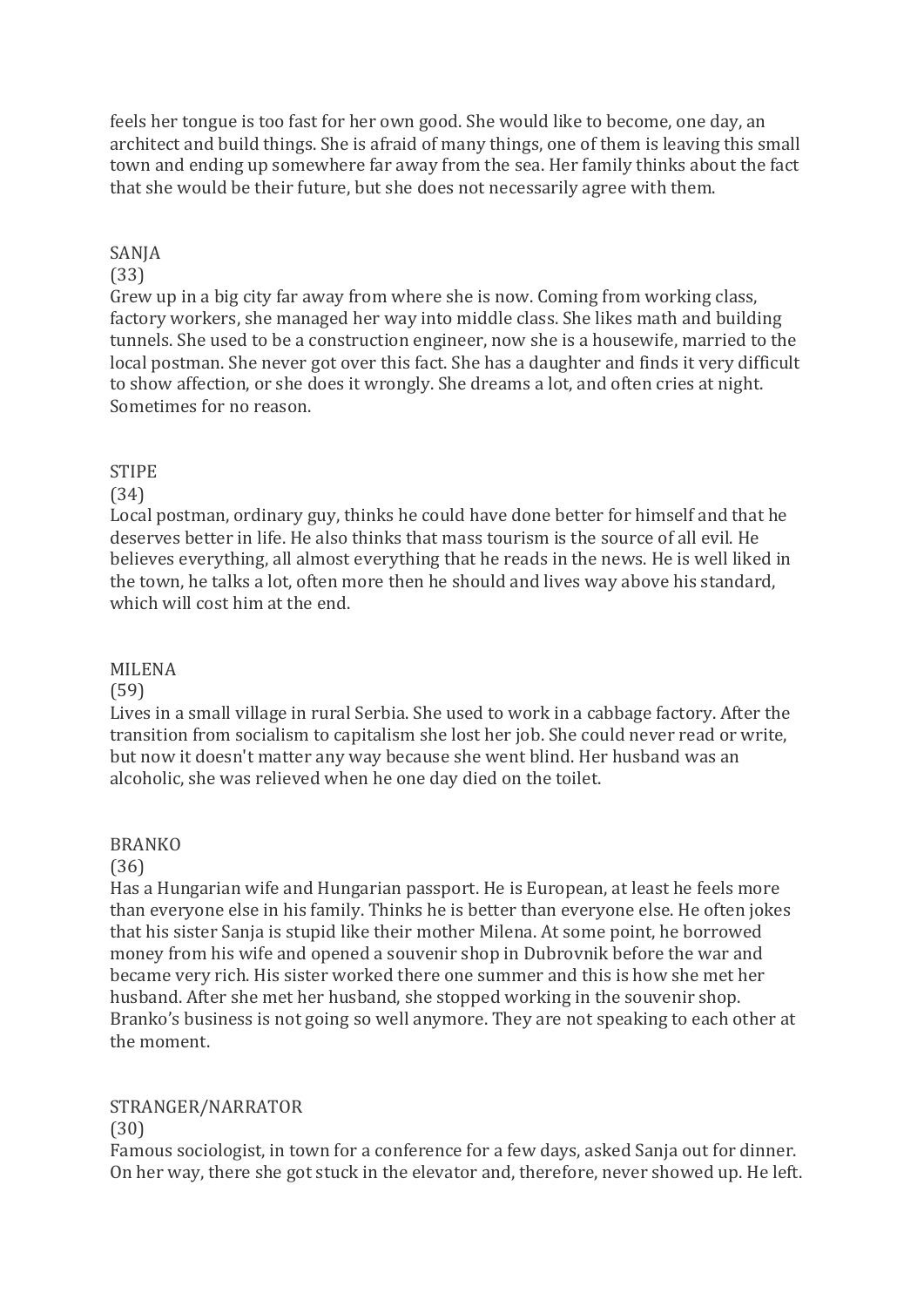feels her tongue is too fast for her own good. She would like to become, one day, an architect and build things. She is afraid of many things, one of them is leaving this small town and ending up somewhere far away from the sea. Her family thinks about the fact that she would be their future, but she does not necessarily agree with them.

SANJA

(33)

Grew up in a big city far away from where she is now. Coming from working class, factory workers, she managed her way into middle class. She likes math and building tunnels. She used to be a construction engineer, now she is a housewife, married to the local postman. She never got over this fact. She has a daughter and finds it very difficult to show affection, or she does it wrongly. She dreams a lot, and often cries at night. Sometimes for no reason.

STIPE

(34)

Local postman, ordinary guy, thinks he could have done better for himself and that he deserves better in life. He also thinks that mass tourism is the source of all evil. He believes everything, all almost everything that he reads in the news. He is well liked in the town, he talks a lot, often more then he should and lives way above his standard, which will cost him at the end.

MILENA

(59)

Lives in a small village in rural Serbia. She used to work in a cabbage factory. After the transition from socialism to capitalism she lost her job. She could never read or write, but now it doesn't matter any way because she went blind. Her husband was an alcoholic, she was relieved when he one day died on the toilet.

BRANKO

(36)

Has a Hungarian wife and Hungarian passport. He is European, at least he feels more than everyone else in his family. Thinks he is better than everyone else. He often jokes that his sister Sanja is stupid like their mother Milena. At some point, he borrowed money from his wife and opened a souvenir shop in Dubrovnik before the war and became very rich. His sister worked there one summer and this is how she met her husband. After she met her husband, she stopped working in the souvenir shop. Branko's business is not going so well anymore. They are not speaking to each other at the moment.

STRANGER/NARRATOR

(30)

Famous sociologist, in town for a conference for a few days, asked Sanja out for dinner. On her way, there she got stuck in the elevator and, therefore, never showed up. He left.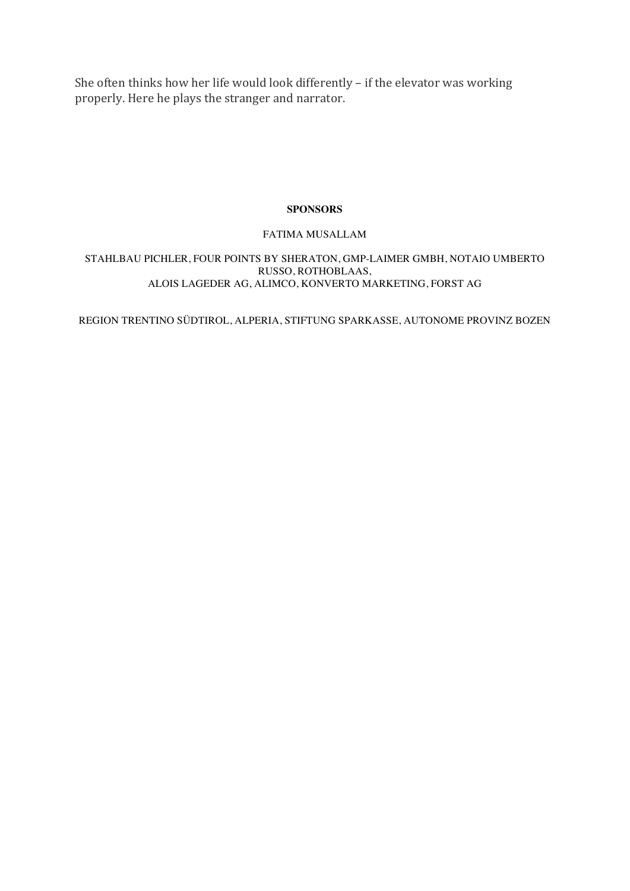She often thinks how her life would look differently – if the elevator was working properly. Here he plays the stranger and narrator.

**SPONSORS**

FATIMA MUSALLAM

STAHLBAU PICHLER, FOUR POINTS BY SHERATON, GMP-LAIMER GMBH, NOTAIO UMBERTO RUSSO, ROTHOBLAAS,
ALOIS LAGEDER AG, ALIMCO, KONVERTO MARKETING, FORST AG

REGION TRENTINO SÜDTIROL, ALPERIA, STIFTUNG SPARKASSE, AUTONOME PROVINZ BOZEN